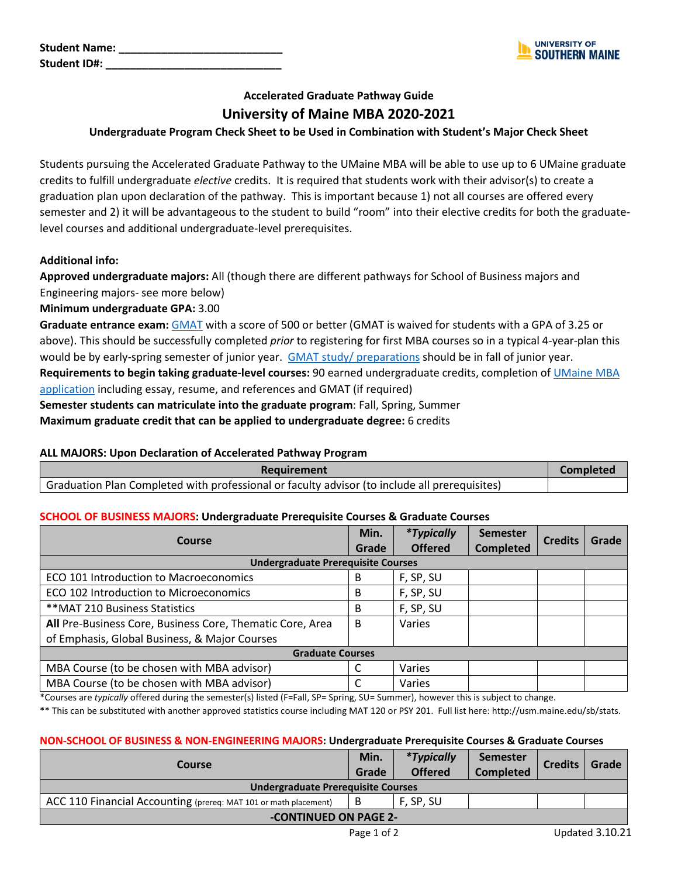**Student Name: ___________________________**
**Student ID#: _____________________________**

UNIVERSITY OF SOUTHERN MAINE

### Accelerated Graduate Pathway Guide

## University of Maine MBA 2020-2021

### Undergraduate Program Check Sheet to be Used in Combination with Student's Major Check Sheet

Students pursuing the Accelerated Graduate Pathway to the UMaine MBA will be able to use up to 6 UMaine graduate credits to fulfill undergraduate *elective* credits. It is required that students work with their advisor(s) to create a graduation plan upon declaration of the pathway. This is important because 1) not all courses are offered every semester and 2) it will be advantageous to the student to build "room" into their elective credits for both the graduate-level courses and additional undergraduate-level prerequisites.

**Additional info:**

**Approved undergraduate majors:** All (though there are different pathways for School of Business majors and Engineering majors- see more below)

**Minimum undergraduate GPA:** 3.00

**Graduate entrance exam:** GMAT with a score of 500 or better (GMAT is waived for students with a GPA of 3.25 or above). This should be successfully completed *prior* to registering for first MBA courses so in a typical 4-year-plan this would be by early-spring semester of junior year. GMAT study/ preparations should be in fall of junior year.

**Requirements to begin taking graduate-level courses:** 90 earned undergraduate credits, completion of UMaine MBA application including essay, resume, and references and GMAT (if required)

**Semester students can matriculate into the graduate program**: Fall, Spring, Summer

**Maximum graduate credit that can be applied to undergraduate degree:** 6 credits

**ALL MAJORS: Upon Declaration of Accelerated Pathway Program**

| Requirement | Completed |
|---|---|
| Graduation Plan Completed with professional or faculty advisor (to include all prerequisites) | |

**SCHOOL OF BUSINESS MAJORS: Undergraduate Prerequisite Courses & Graduate Courses**

| Course | Min. Grade | *\*Typically* Offered | Semester Completed | Credits | Grade |
|---|---|---|---|---|---|
| **Undergraduate Prerequisite Courses** | | | | | |
| ECO 101 Introduction to Macroeconomics | B | F, SP, SU | | | |
| ECO 102 Introduction to Microeconomics | B | F, SP, SU | | | |
| **MAT 210 Business Statistics | B | F, SP, SU | | | |
| **All** Pre-Business Core, Business Core, Thematic Core, Area of Emphasis, Global Business, & Major Courses | B | Varies | | | |
| **Graduate Courses** | | | | | |
| MBA Course (to be chosen with MBA advisor) | C | Varies | | | |
| MBA Course (to be chosen with MBA advisor) | C | Varies | | | |

*Courses are *typically* offered during the semester(s) listed (F=Fall, SP= Spring, SU= Summer), however this is subject to change.

** This can be substituted with another approved statistics course including MAT 120 or PSY 201. Full list here: http://usm.maine.edu/sb/stats.

**NON-SCHOOL OF BUSINESS & NON-ENGINEERING MAJORS: Undergraduate Prerequisite Courses & Graduate Courses**

| Course | Min. Grade | *\*Typically* Offered | Semester Completed | Credits | Grade |
|---|---|---|---|---|---|
| **Undergraduate Prerequisite Courses** | | | | | |
| ACC 110 Financial Accounting (prereq: MAT 101 or math placement) | B | F, SP, SU | | | |
| **-CONTINUED ON PAGE 2-** | | | | | |

Updated 3.10.21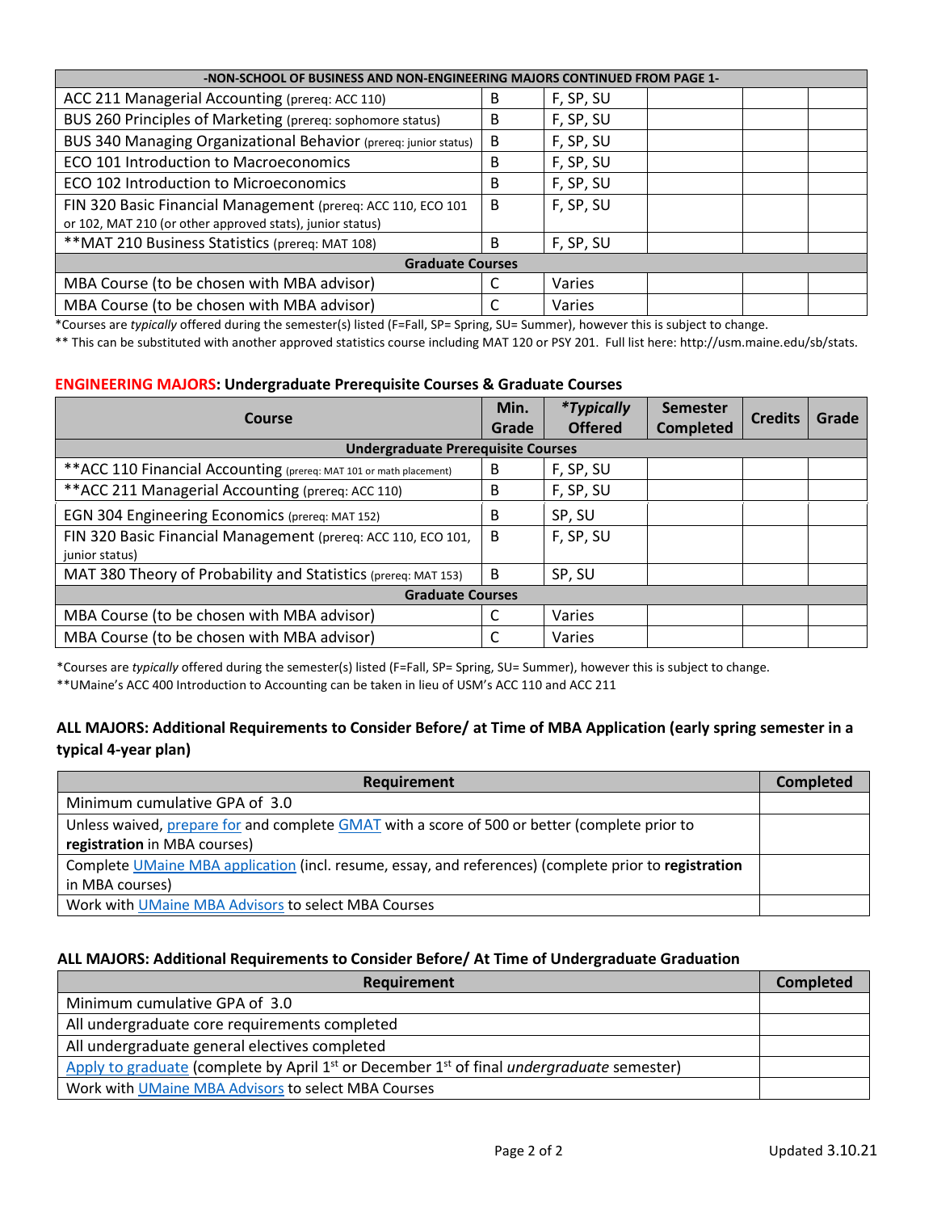| -NON-SCHOOL OF BUSINESS AND NON-ENGINEERING MAJORS CONTINUED FROM PAGE 1- | | | | | |
|---|---|---|---|---|---|
| ACC 211 Managerial Accounting (prereq: ACC 110) | B | F, SP, SU | | | |
| BUS 260 Principles of Marketing (prereq: sophomore status) | B | F, SP, SU | | | |
| BUS 340 Managing Organizational Behavior (prereq: junior status) | B | F, SP, SU | | | |
| ECO 101 Introduction to Macroeconomics | B | F, SP, SU | | | |
| ECO 102 Introduction to Microeconomics | B | F, SP, SU | | | |
| FIN 320 Basic Financial Management (prereq: ACC 110, ECO 101 or 102, MAT 210 (or other approved stats), junior status) | B | F, SP, SU | | | |
| **MAT 210 Business Statistics (prereq: MAT 108) | B | F, SP, SU | | | |
| **Graduate Courses** | | | | | |
| MBA Course (to be chosen with MBA advisor) | C | Varies | | | |
| MBA Course (to be chosen with MBA advisor) | C | Varies | | | |

*Courses are *typically* offered during the semester(s) listed (F=Fall, SP= Spring, SU= Summer), however this is subject to change.

** This can be substituted with another approved statistics course including MAT 120 or PSY 201. Full list here: http://usm.maine.edu/sb/stats.

### ENGINEERING MAJORS: Undergraduate Prerequisite Courses & Graduate Courses

| Course | Min. Grade | *Typically Offered | Semester Completed | Credits | Grade |
|---|---|---|---|---|---|
| **Undergraduate Prerequisite Courses** | | | | | |
| **ACC 110 Financial Accounting (prereq: MAT 101 or math placement) | B | F, SP, SU | | | |
| **ACC 211 Managerial Accounting (prereq: ACC 110) | B | F, SP, SU | | | |
| EGN 304 Engineering Economics (prereq: MAT 152) | B | SP, SU | | | |
| FIN 320 Basic Financial Management (prereq: ACC 110, ECO 101, junior status) | B | F, SP, SU | | | |
| MAT 380 Theory of Probability and Statistics (prereq: MAT 153) | B | SP, SU | | | |
| **Graduate Courses** | | | | | |
| MBA Course (to be chosen with MBA advisor) | C | Varies | | | |
| MBA Course (to be chosen with MBA advisor) | C | Varies | | | |

*Courses are *typically* offered during the semester(s) listed (F=Fall, SP= Spring, SU= Summer), however this is subject to change.

**UMaine's ACC 400 Introduction to Accounting can be taken in lieu of USM's ACC 110 and ACC 211

### ALL MAJORS: Additional Requirements to Consider Before/ at Time of MBA Application (early spring semester in a typical 4-year plan)

| Requirement | Completed |
|---|---|
| Minimum cumulative GPA of 3.0 | |
| Unless waived, prepare for and complete GMAT with a score of 500 or better (complete prior to **registration** in MBA courses) | |
| Complete UMaine MBA application (incl. resume, essay, and references) (complete prior to **registration** in MBA courses) | |
| Work with UMaine MBA Advisors to select MBA Courses | |

### ALL MAJORS: Additional Requirements to Consider Before/ At Time of Undergraduate Graduation

| Requirement | Completed |
|---|---|
| Minimum cumulative GPA of 3.0 | |
| All undergraduate core requirements completed | |
| All undergraduate general electives completed | |
| Apply to graduate (complete by April 1st or December 1st of final *undergraduate* semester) | |
| Work with UMaine MBA Advisors to select MBA Courses | |

Updated 3.10.21